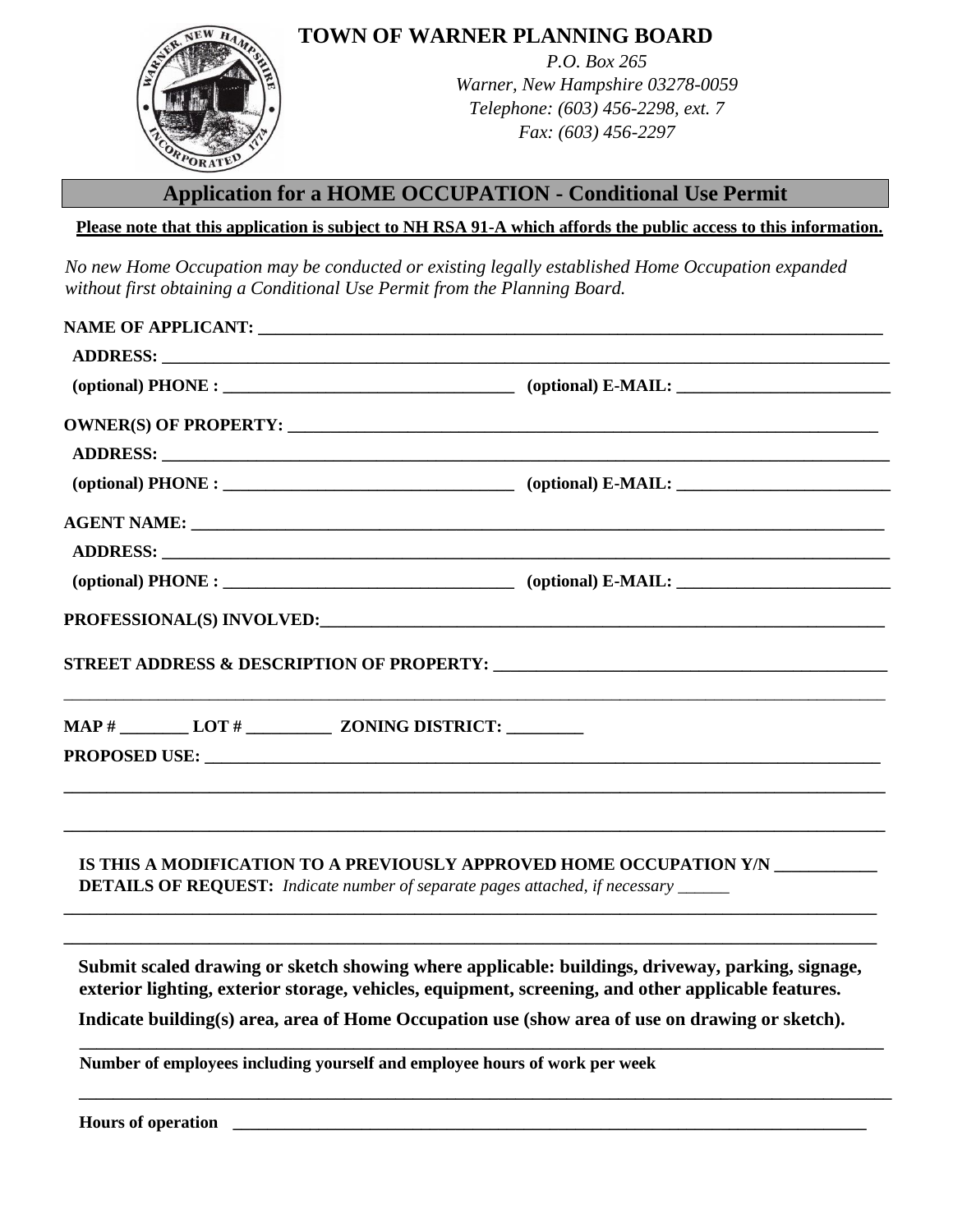# TOWN OF WARNER PLANNING BOARD

*P.O. Box 265*
*Warner, New Hampshire 03278-0059*
*Telephone: (603) 456-2298, ext. 7*
*Fax: (603) 456-2297*

## Application for a HOME OCCUPATION - Conditional Use Permit

**Please note that this application is subject to NH RSA 91-A which affords the public access to this information.**

*No new Home Occupation may be conducted or existing legally established Home Occupation expanded without first obtaining a Conditional Use Permit from the Planning Board.*

**NAME OF APPLICANT:** ______________________________________________

**ADDRESS:** ______________________________________________

**(optional) PHONE :** ____________________ **(optional) E-MAIL:** ____________________

**OWNER(S) OF PROPERTY:** ______________________________________________

**ADDRESS:** ______________________________________________

**(optional) PHONE :** ____________________ **(optional) E-MAIL:** ____________________

**AGENT NAME:** ______________________________________________

**ADDRESS:** ______________________________________________

**(optional) PHONE :** ____________________ **(optional) E-MAIL:** ____________________

**PROFESSIONAL(S) INVOLVED:**______________________________________________

**STREET ADDRESS & DESCRIPTION OF PROPERTY:** ______________________________________________

______________________________________________

**MAP #** ________ **LOT #** __________ **ZONING DISTRICT:** _________

**PROPOSED USE:** ______________________________________________

______________________________________________

______________________________________________

**IS THIS A MODIFICATION TO A PREVIOUSLY APPROVED HOME OCCUPATION Y/N** ___________

**DETAILS OF REQUEST:** *Indicate number of separate pages attached, if necessary* ______

______________________________________________

______________________________________________

**Submit scaled drawing or sketch showing where applicable: buildings, driveway, parking, signage, exterior lighting, exterior storage, vehicles, equipment, screening, and other applicable features.**

**Indicate building(s) area, area of Home Occupation use (show area of use on drawing or sketch).**

______________________________________________

**Number of employees including yourself and employee hours of work per week**

______________________________________________

**Hours of operation** ______________________________________________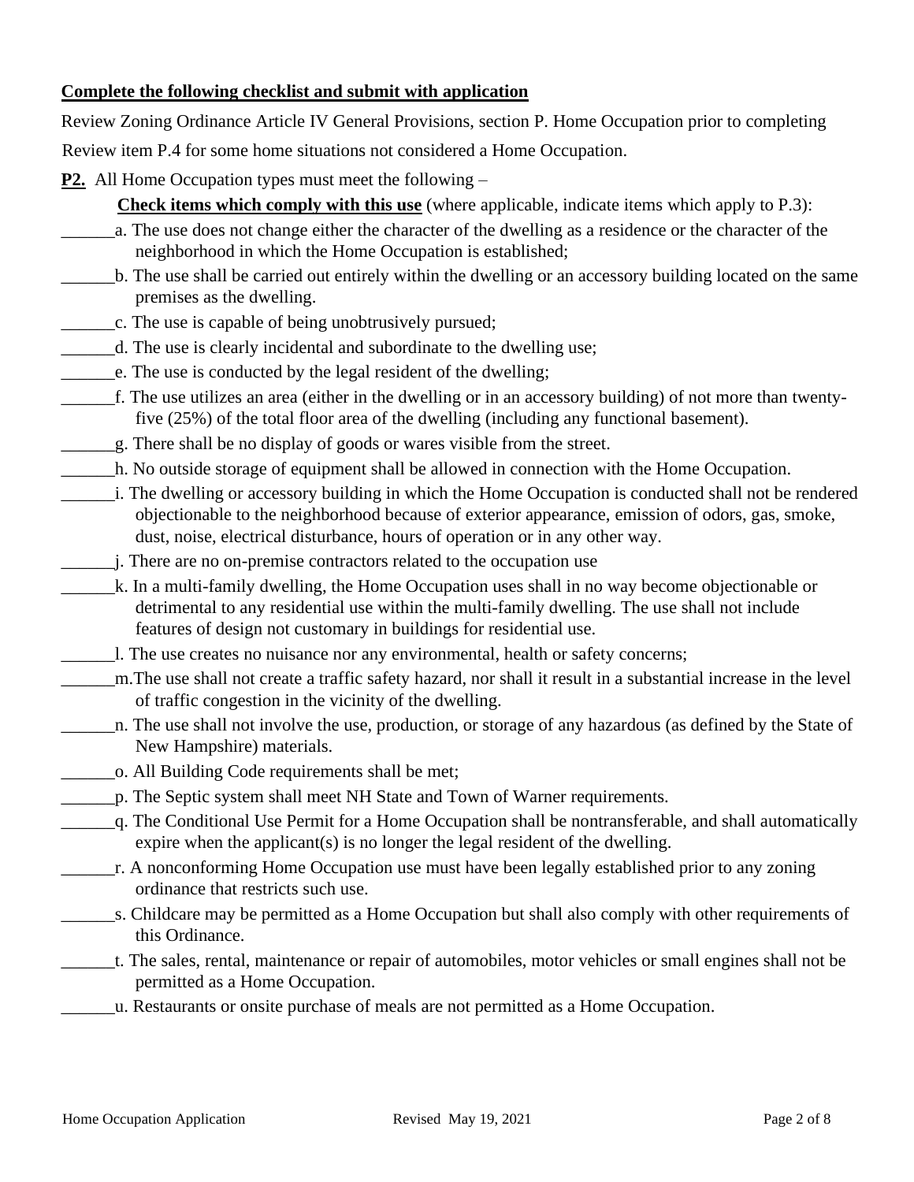**Complete the following checklist and submit with application**

Review Zoning Ordinance Article IV General Provisions, section P. Home Occupation prior to completing

Review item P.4 for some home situations not considered a Home Occupation.

**P2.** All Home Occupation types must meet the following –

**Check items which comply with this use** (where applicable, indicate items which apply to P.3):

______a. The use does not change either the character of the dwelling as a residence or the character of the neighborhood in which the Home Occupation is established;

______b. The use shall be carried out entirely within the dwelling or an accessory building located on the same premises as the dwelling.

______c. The use is capable of being unobtrusively pursued;

______d. The use is clearly incidental and subordinate to the dwelling use;

______e. The use is conducted by the legal resident of the dwelling;

______f. The use utilizes an area (either in the dwelling or in an accessory building) of not more than twenty-five (25%) of the total floor area of the dwelling (including any functional basement).

______g. There shall be no display of goods or wares visible from the street.

______h. No outside storage of equipment shall be allowed in connection with the Home Occupation.

______i. The dwelling or accessory building in which the Home Occupation is conducted shall not be rendered objectionable to the neighborhood because of exterior appearance, emission of odors, gas, smoke, dust, noise, electrical disturbance, hours of operation or in any other way.

______j. There are no on-premise contractors related to the occupation use

______k. In a multi-family dwelling, the Home Occupation uses shall in no way become objectionable or detrimental to any residential use within the multi-family dwelling. The use shall not include features of design not customary in buildings for residential use.

______l. The use creates no nuisance nor any environmental, health or safety concerns;

______m.The use shall not create a traffic safety hazard, nor shall it result in a substantial increase in the level of traffic congestion in the vicinity of the dwelling.

______n. The use shall not involve the use, production, or storage of any hazardous (as defined by the State of New Hampshire) materials.

______o. All Building Code requirements shall be met;

______p. The Septic system shall meet NH State and Town of Warner requirements.

______q. The Conditional Use Permit for a Home Occupation shall be nontransferable, and shall automatically expire when the applicant(s) is no longer the legal resident of the dwelling.

______r. A nonconforming Home Occupation use must have been legally established prior to any zoning ordinance that restricts such use.

______s. Childcare may be permitted as a Home Occupation but shall also comply with other requirements of this Ordinance.

______t. The sales, rental, maintenance or repair of automobiles, motor vehicles or small engines shall not be permitted as a Home Occupation.

______u. Restaurants or onsite purchase of meals are not permitted as a Home Occupation.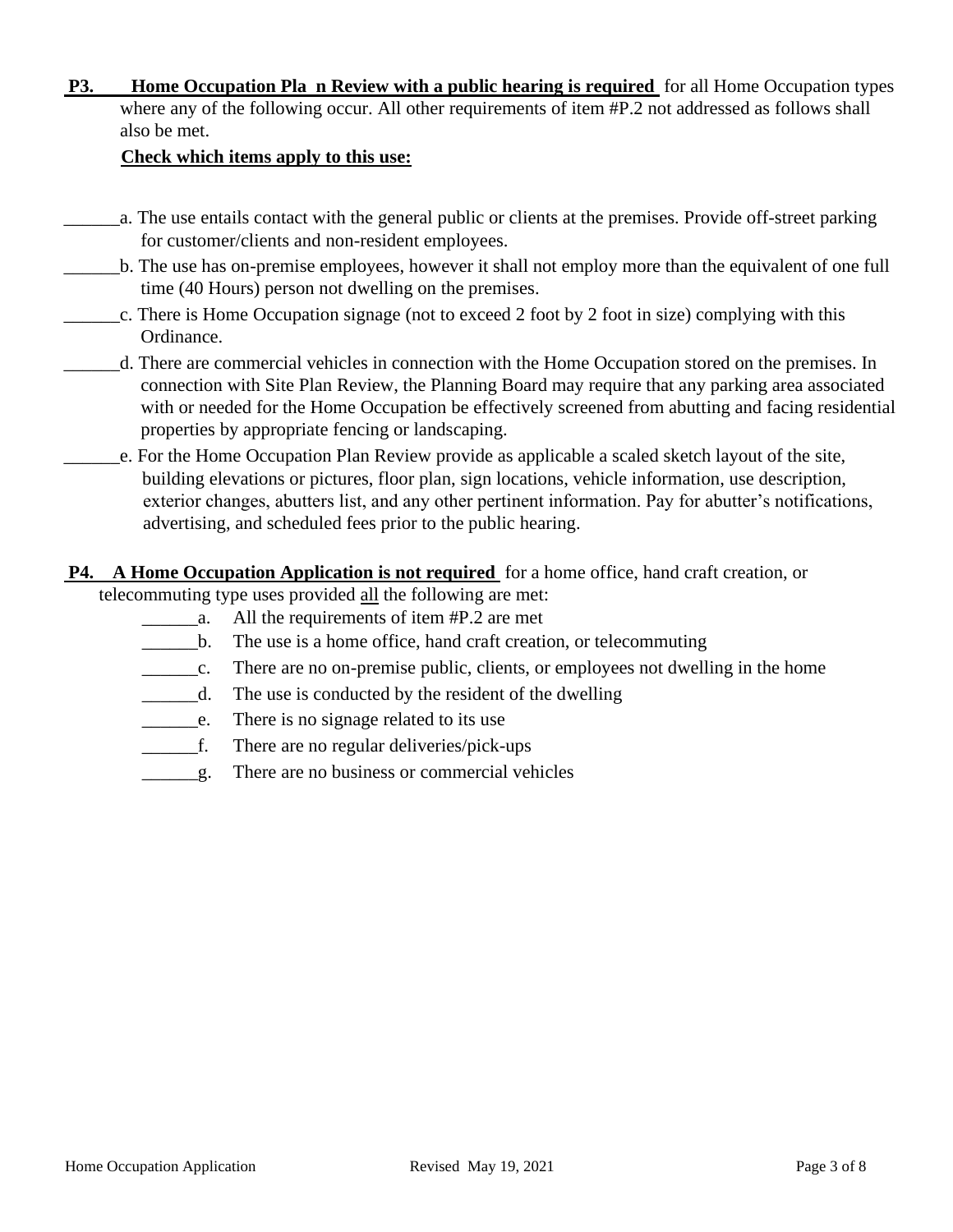**P3. Home Occupation Pla n Review with a public hearing is required** for all Home Occupation types where any of the following occur. All other requirements of item #P.2 not addressed as follows shall also be met.

**Check which items apply to this use:**

______a. The use entails contact with the general public or clients at the premises. Provide off-street parking for customer/clients and non-resident employees.

______b. The use has on-premise employees, however it shall not employ more than the equivalent of one full time (40 Hours) person not dwelling on the premises.

______c. There is Home Occupation signage (not to exceed 2 foot by 2 foot in size) complying with this Ordinance.

______d. There are commercial vehicles in connection with the Home Occupation stored on the premises. In connection with Site Plan Review, the Planning Board may require that any parking area associated with or needed for the Home Occupation be effectively screened from abutting and facing residential properties by appropriate fencing or landscaping.

______e. For the Home Occupation Plan Review provide as applicable a scaled sketch layout of the site, building elevations or pictures, floor plan, sign locations, vehicle information, use description, exterior changes, abutters list, and any other pertinent information. Pay for abutter's notifications, advertising, and scheduled fees prior to the public hearing.

**P4. A Home Occupation Application is not required** for a home office, hand craft creation, or telecommuting type uses provided all the following are met:

______a. All the requirements of item #P.2 are met

______b. The use is a home office, hand craft creation, or telecommuting

______c. There are no on-premise public, clients, or employees not dwelling in the home

______d. The use is conducted by the resident of the dwelling

______e. There is no signage related to its use

______f. There are no regular deliveries/pick-ups

______g. There are no business or commercial vehicles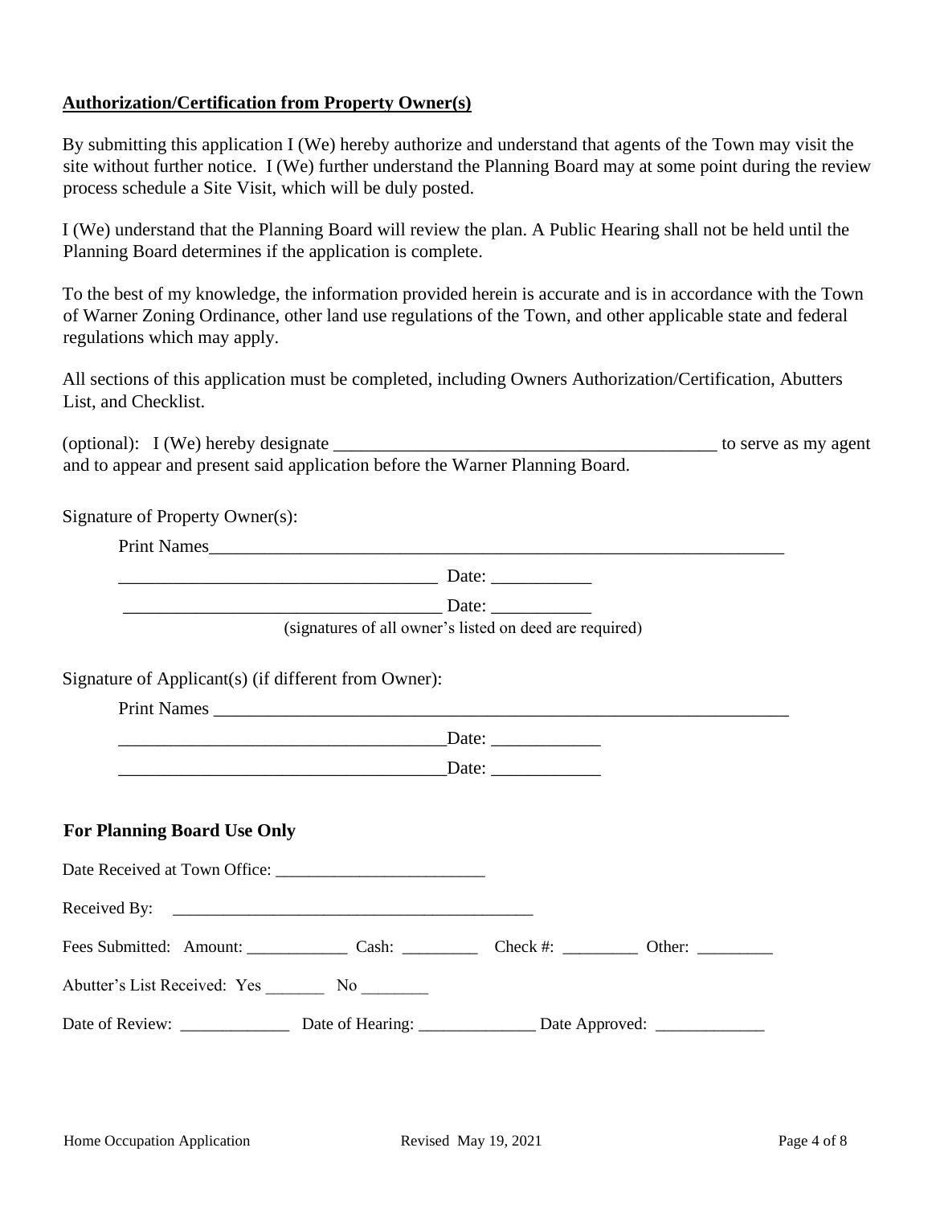**Authorization/Certification from Property Owner(s)**

By submitting this application I (We) hereby authorize and understand that agents of the Town may visit the site without further notice. I (We) further understand the Planning Board may at some point during the review process schedule a Site Visit, which will be duly posted.

I (We) understand that the Planning Board will review the plan. A Public Hearing shall not be held until the Planning Board determines if the application is complete.

To the best of my knowledge, the information provided herein is accurate and is in accordance with the Town of Warner Zoning Ordinance, other land use regulations of the Town, and other applicable state and federal regulations which may apply.

All sections of this application must be completed, including Owners Authorization/Certification, Abutters List, and Checklist.

(optional): I (We) hereby designate ___________________________________________ to serve as my agent and to appear and present said application before the Warner Planning Board.

Signature of Property Owner(s):

Print Names_________________________________________________________________

___________________________________ Date: ___________

___________________________________ Date: ___________

(signatures of all owner's listed on deed are required)

Signature of Applicant(s) (if different from Owner):

Print Names _________________________________________________________________

___________________________________ Date: ____________

___________________________________ Date: ____________

**For Planning Board Use Only**

Date Received at Town Office: ________________________

Received By: ____________________________________________

Fees Submitted: Amount: ____________ Cash: _________ Check #: _________ Other: _________

Abutter's List Received: Yes _______ No ________

Date of Review: _____________ Date of Hearing: ______________ Date Approved: _____________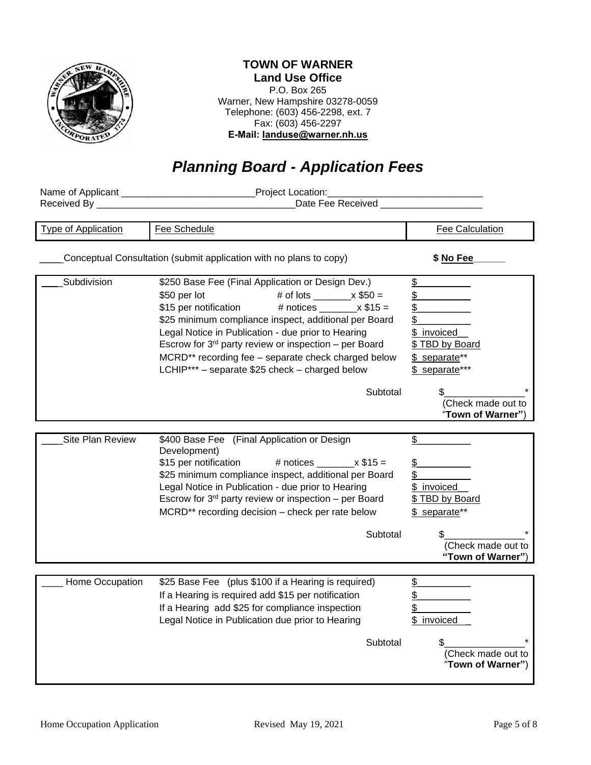**TOWN OF WARNER**
**Land Use Office**
P.O. Box 265
Warner, New Hampshire 03278-0059
Telephone: (603) 456-2298, ext. 7
Fax: (603) 456-2297
**E-Mail: landuse@warner.nh.us**

# *Planning Board - Application Fees*

Name of Applicant _________________________ Project Location: _____________________________
Received By _____________________________________ Date Fee Received ___________________

| Type of Application | Fee Schedule | Fee Calculation |
|---|---|---|
| ____Conceptual Consultation (submit application with no plans to copy) | | $ **No Fee**_____ |
| ____Subdivision | $250 Base Fee (Final Application or Design Dev.) | $__________ |
| | $50 per lot # of lots _______x $50 = | $__________ |
| | $15 per notification # notices _______x $15 = | $__________ |
| | $25 minimum compliance inspect, additional per Board | $__________ |
| | Legal Notice in Publication - due prior to Hearing | $ invoiced |
| | Escrow for 3rd party review or inspection – per Board | $ TBD by Board |
| | MCRD** recording fee – separate check charged below | $ separate** |
| | LCHIP*** – separate $25 check – charged below | $ separate*** |
| | Subtotal | $______________* (Check made out to "**Town of Warner**") |
| ____Site Plan Review | $400 Base Fee (Final Application or Design Development) | $__________ |
| | $15 per notification # notices _______x $15 = | $__________ |
| | $25 minimum compliance inspect, additional per Board | $__________ |
| | Legal Notice in Publication - due prior to Hearing | $ invoiced |
| | Escrow for 3rd party review or inspection – per Board | $ TBD by Board |
| | MCRD** recording decision – check per rate below | $ separate** |
| | Subtotal | $______________* (Check made out to **"Town of Warner"**) |
| ____ Home Occupation | $25 Base Fee (plus $100 if a Hearing is required) | $__________ |
| | If a Hearing is required add $15 per notification | $__________ |
| | If a Hearing add $25 for compliance inspection | $__________ |
| | Legal Notice in Publication due prior to Hearing | $ invoiced |
| | Subtotal | $______________* (Check made out to "**Town of Warner"**) |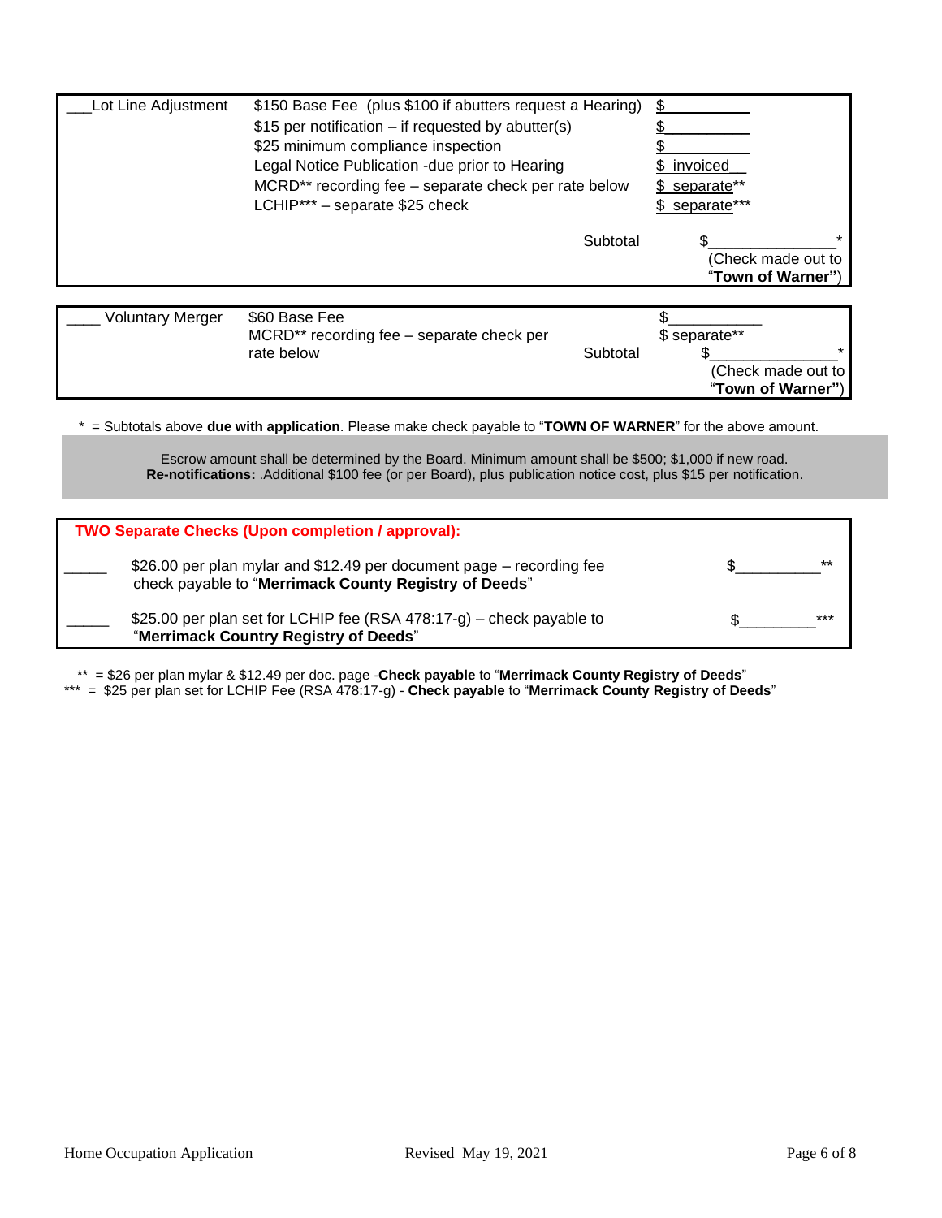| ___Lot Line Adjustment | $150 Base Fee (plus $100 if abutters request a Hearing) | $__________ |
| --- | --- | --- |
| | $15 per notification – if requested by abutter(s) | $__________ |
| | $25 minimum compliance inspection | $__________ |
| | Legal Notice Publication -due prior to Hearing | $ invoiced__ |
| | MCRD** recording fee – separate check per rate below | $ separate** |
| | LCHIP*** – separate $25 check | $ separate*** |
| | Subtotal | $_______________* (Check made out to "**Town of Warner"**) |

| ____ Voluntary Merger | $60 Base Fee | $___________ |
| --- | --- | --- |
| | MCRD** recording fee – separate check per rate below | $ separate** |
| | Subtotal | $_______________* (Check made out to "**Town of Warner"**) |

* = Subtotals above **due with application**. Please make check payable to "**TOWN OF WARNER**" for the above amount.

Escrow amount shall be determined by the Board. Minimum amount shall be $500; $1,000 if new road.
**Re-notifications:** .Additional $100 fee (or per Board), plus publication notice cost, plus $15 per notification.

| **TWO Separate Checks (Upon completion / approval):** | | |
| --- | --- | --- |
| _____ | $26.00 per plan mylar and $12.49 per document page – recording fee check payable to "**Merrimack County Registry of Deeds**" | $__________** |
| _____ | $25.00 per plan set for LCHIP fee (RSA 478:17-g) – check payable to "**Merrimack Country Registry of Deeds**" | $_________*** |

** = $26 per plan mylar & $12.49 per doc. page -**Check payable** to "**Merrimack County Registry of Deeds**"
*** = $25 per plan set for LCHIP Fee (RSA 478:17-g) - **Check payable** to "**Merrimack County Registry of Deeds**"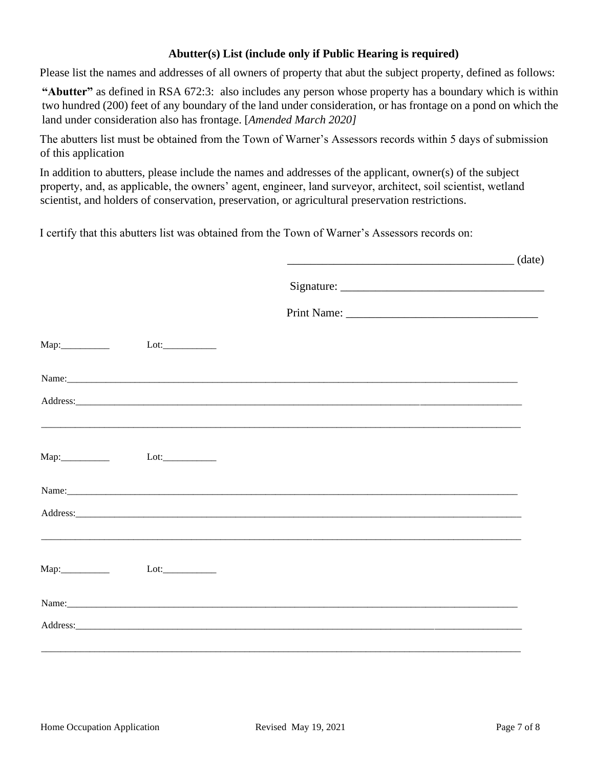**Abutter(s) List (include only if Public Hearing is required)**

Please list the names and addresses of all owners of property that abut the subject property, defined as follows:

**"Abutter"** as defined in RSA 672:3: also includes any person whose property has a boundary which is within two hundred (200) feet of any boundary of the land under consideration, or has frontage on a pond on which the land under consideration also has frontage. [*Amended March 2020]*

The abutters list must be obtained from the Town of Warner's Assessors records within 5 days of submission of this application

In addition to abutters, please include the names and addresses of the applicant, owner(s) of the subject property, and, as applicable, the owners' agent, engineer, land surveyor, architect, soil scientist, wetland scientist, and holders of conservation, preservation, or agricultural preservation restrictions.

I certify that this abutters list was obtained from the Town of Warner's Assessors records on:

_______________________________________ (date)

Signature: ___________________________________

Print Name: ________________________________

Map:__________ Lot:___________

Name:_______________________________________________________________________________________

Address:_____________________________________________________________________________________

_____________________________________________________________________________________________

Map:__________ Lot:___________

Name:_______________________________________________________________________________________

Address:_____________________________________________________________________________________

_____________________________________________________________________________________________

Map:__________ Lot:___________

Name:_______________________________________________________________________________________

Address:_____________________________________________________________________________________

_____________________________________________________________________________________________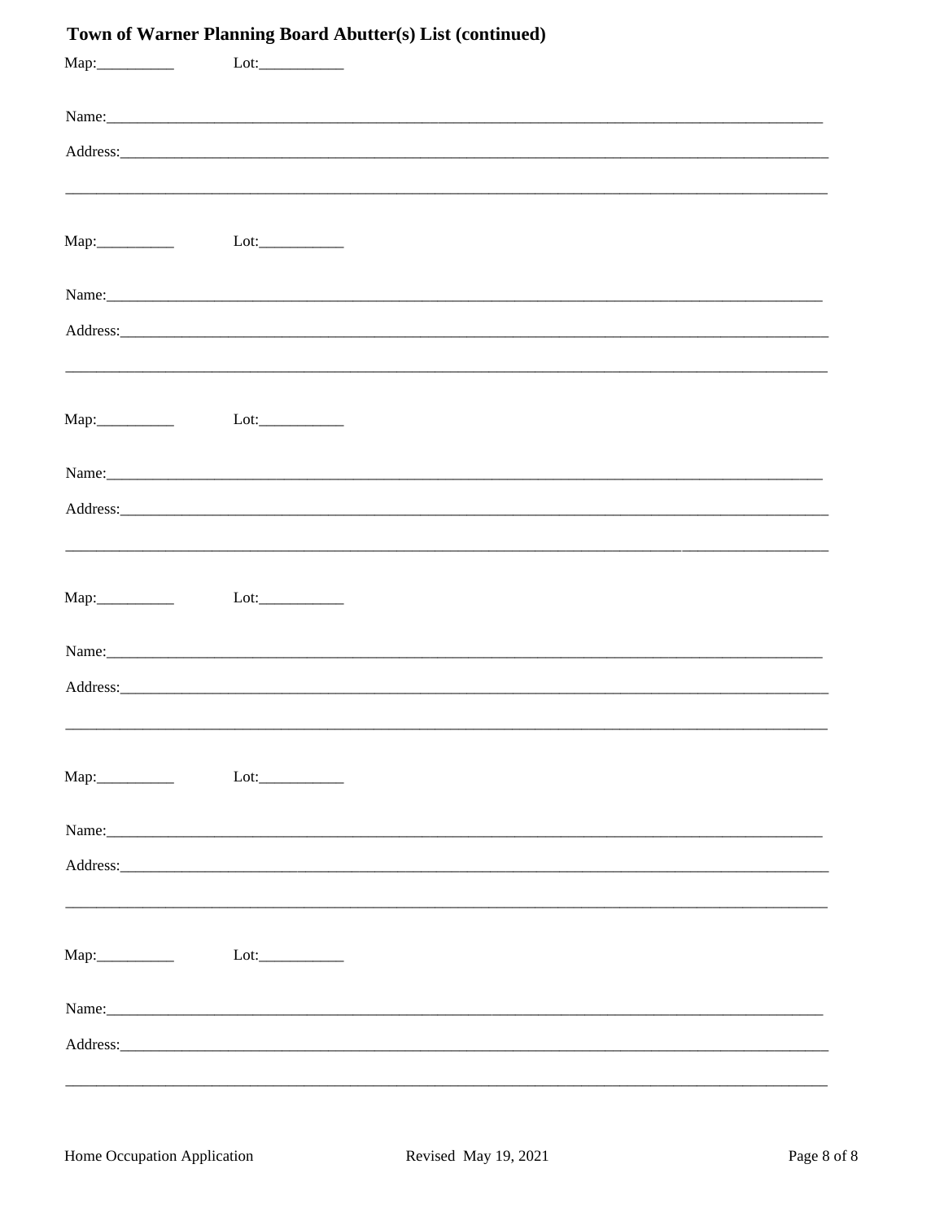# Town of Warner Planning Board Abutter(s) List (continued)

Map:__________ Lot:___________

Name:___________________________________________________________________________________________

Address:_________________________________________________________________________________________

_______________________________________________________________________________________________

Map:__________ Lot:___________

Name:___________________________________________________________________________________________

Address:_________________________________________________________________________________________

_______________________________________________________________________________________________

Map:__________ Lot:___________

Name:___________________________________________________________________________________________

Address:_________________________________________________________________________________________

_______________________________________________________________________________________________

Map:__________ Lot:___________

Name:___________________________________________________________________________________________

Address:_________________________________________________________________________________________

_______________________________________________________________________________________________

Map:__________ Lot:___________

Name:___________________________________________________________________________________________

Address:_________________________________________________________________________________________

_______________________________________________________________________________________________

Map:__________ Lot:___________

Name:___________________________________________________________________________________________

Address:_________________________________________________________________________________________

_______________________________________________________________________________________________

Home Occupation Application Revised May 19, 2021